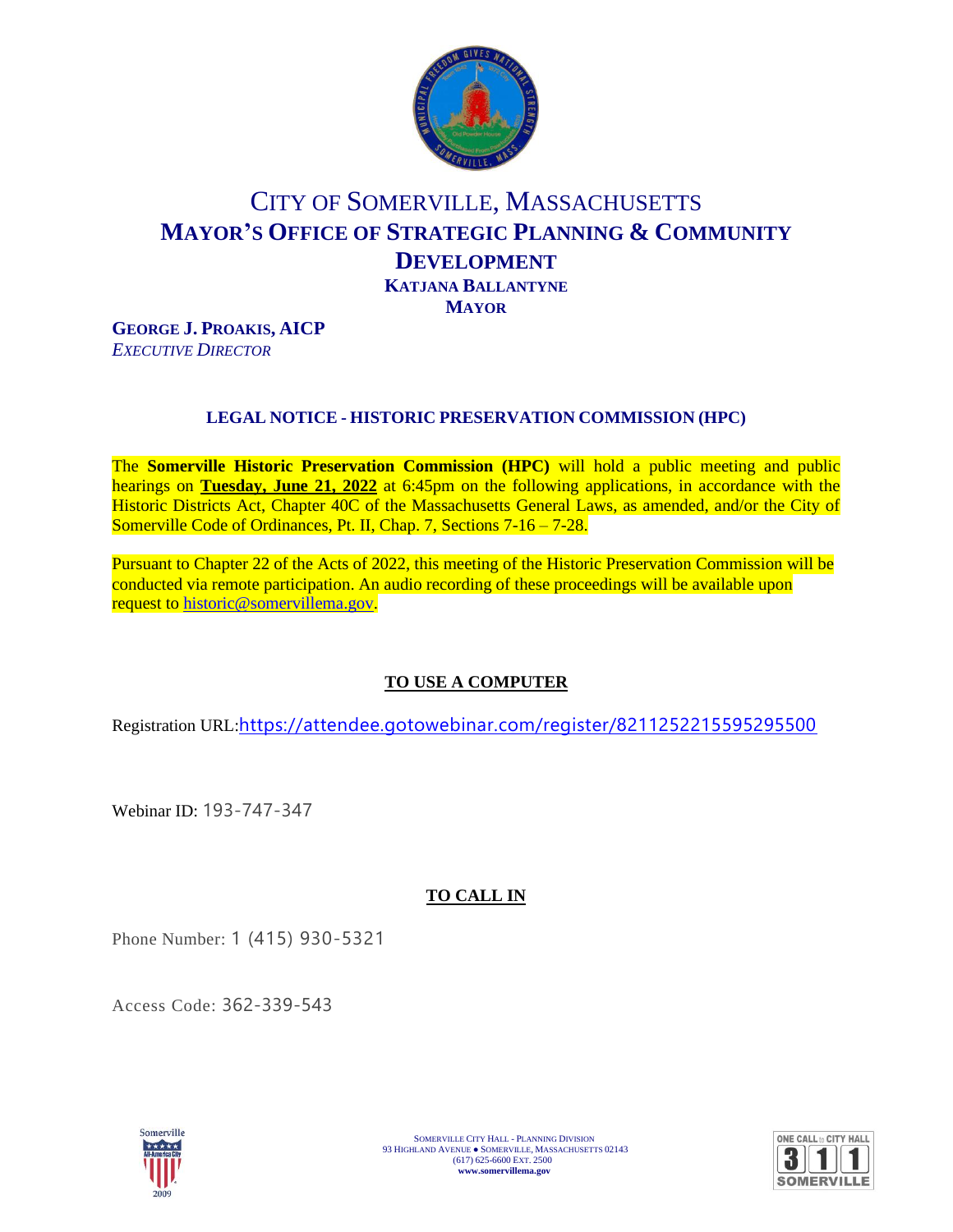# City of Somerville, Massachusetts

## Mayor's Office of Strategic Planning & Community Development

**Katjana Ballantyne**
**Mayor**

**George J. Proakis, AICP**
*Executive Director*

### LEGAL NOTICE - HISTORIC PRESERVATION COMMISSION (HPC)

The **Somerville Historic Preservation Commission (HPC)** will hold a public meeting and public hearings on **Tuesday, June 21, 2022** at 6:45pm on the following applications, in accordance with the Historic Districts Act, Chapter 40C of the Massachusetts General Laws, as amended, and/or the City of Somerville Code of Ordinances, Pt. II, Chap. 7, Sections 7-16 – 7-28.

Pursuant to Chapter 22 of the Acts of 2022, this meeting of the Historic Preservation Commission will be conducted via remote participation. An audio recording of these proceedings will be available upon request to historic@somervillema.gov.

### TO USE A COMPUTER

Registration URL: https://attendee.gotowebinar.com/register/8211252215595295500

Webinar ID: 193-747-347

### TO CALL IN

Phone Number: 1 (415) 930-5321

Access Code: 362-339-543

Somerville City Hall - Planning Division
93 Highland Avenue ● Somerville, Massachusetts 02143
(617) 625-6600 Ext. 2500
www.somervillema.gov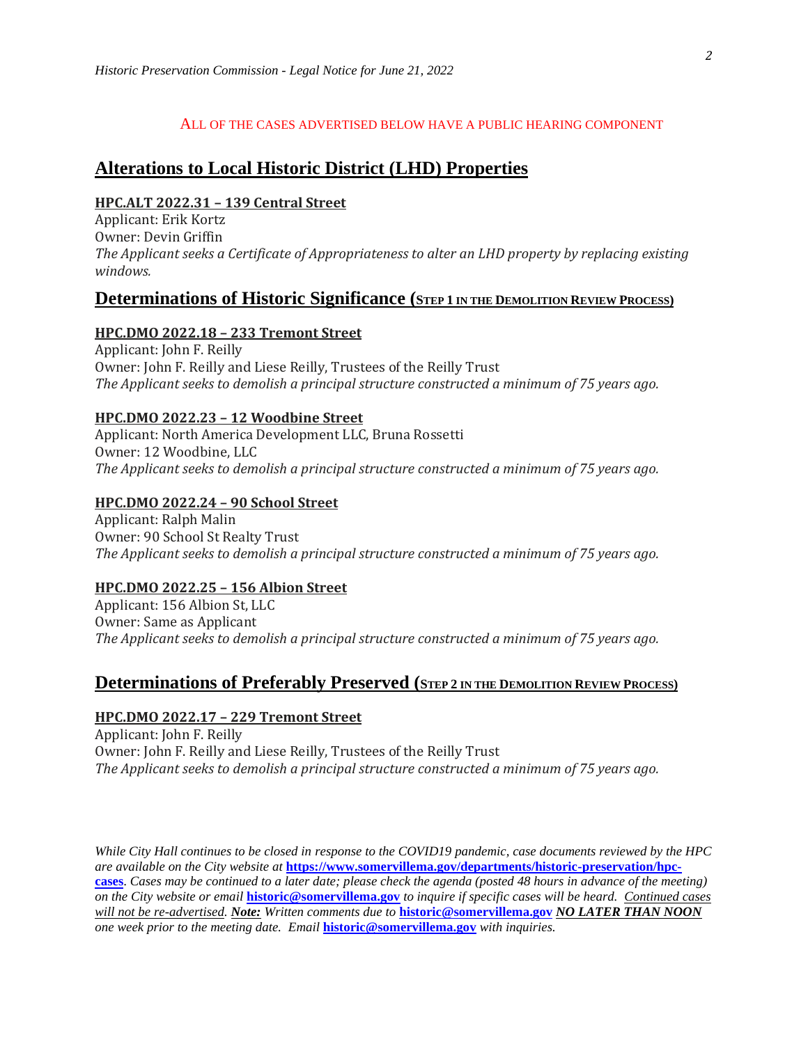ALL OF THE CASES ADVERTISED BELOW HAVE A PUBLIC HEARING COMPONENT

## Alterations to Local Historic District (LHD) Properties

**HPC.ALT 2022.31 – 139 Central Street**
Applicant: Erik Kortz
Owner: Devin Griffin
*The Applicant seeks a Certificate of Appropriateness to alter an LHD property by replacing existing windows.*

## Determinations of Historic Significance (STEP 1 IN THE DEMOLITION REVIEW PROCESS)

**HPC.DMO 2022.18 – 233 Tremont Street**
Applicant: John F. Reilly
Owner: John F. Reilly and Liese Reilly, Trustees of the Reilly Trust
*The Applicant seeks to demolish a principal structure constructed a minimum of 75 years ago.*

**HPC.DMO 2022.23 – 12 Woodbine Street**
Applicant: North America Development LLC, Bruna Rossetti
Owner: 12 Woodbine, LLC
*The Applicant seeks to demolish a principal structure constructed a minimum of 75 years ago.*

**HPC.DMO 2022.24 – 90 School Street**
Applicant: Ralph Malin
Owner: 90 School St Realty Trust
*The Applicant seeks to demolish a principal structure constructed a minimum of 75 years ago.*

**HPC.DMO 2022.25 – 156 Albion Street**
Applicant: 156 Albion St, LLC
Owner: Same as Applicant
*The Applicant seeks to demolish a principal structure constructed a minimum of 75 years ago.*

## Determinations of Preferably Preserved (STEP 2 IN THE DEMOLITION REVIEW PROCESS)

**HPC.DMO 2022.17 – 229 Tremont Street**
Applicant: John F. Reilly
Owner: John F. Reilly and Liese Reilly, Trustees of the Reilly Trust
*The Applicant seeks to demolish a principal structure constructed a minimum of 75 years ago.*

*While City Hall continues to be closed in response to the COVID19 pandemic, case documents reviewed by the HPC are available on the City website at* **https://www.somervillema.gov/departments/historic-preservation/hpc-cases**. *Cases may be continued to a later date; please check the agenda (posted 48 hours in advance of the meeting) on the City website or email* **historic@somervillema.gov** *to inquire if specific cases will be heard. Continued cases will not be re-advertised.* ***Note:*** *Written comments due to* **historic@somervillema.gov** ***NO LATER THAN NOON*** *one week prior to the meeting date. Email* **historic@somervillema.gov** *with inquiries.*